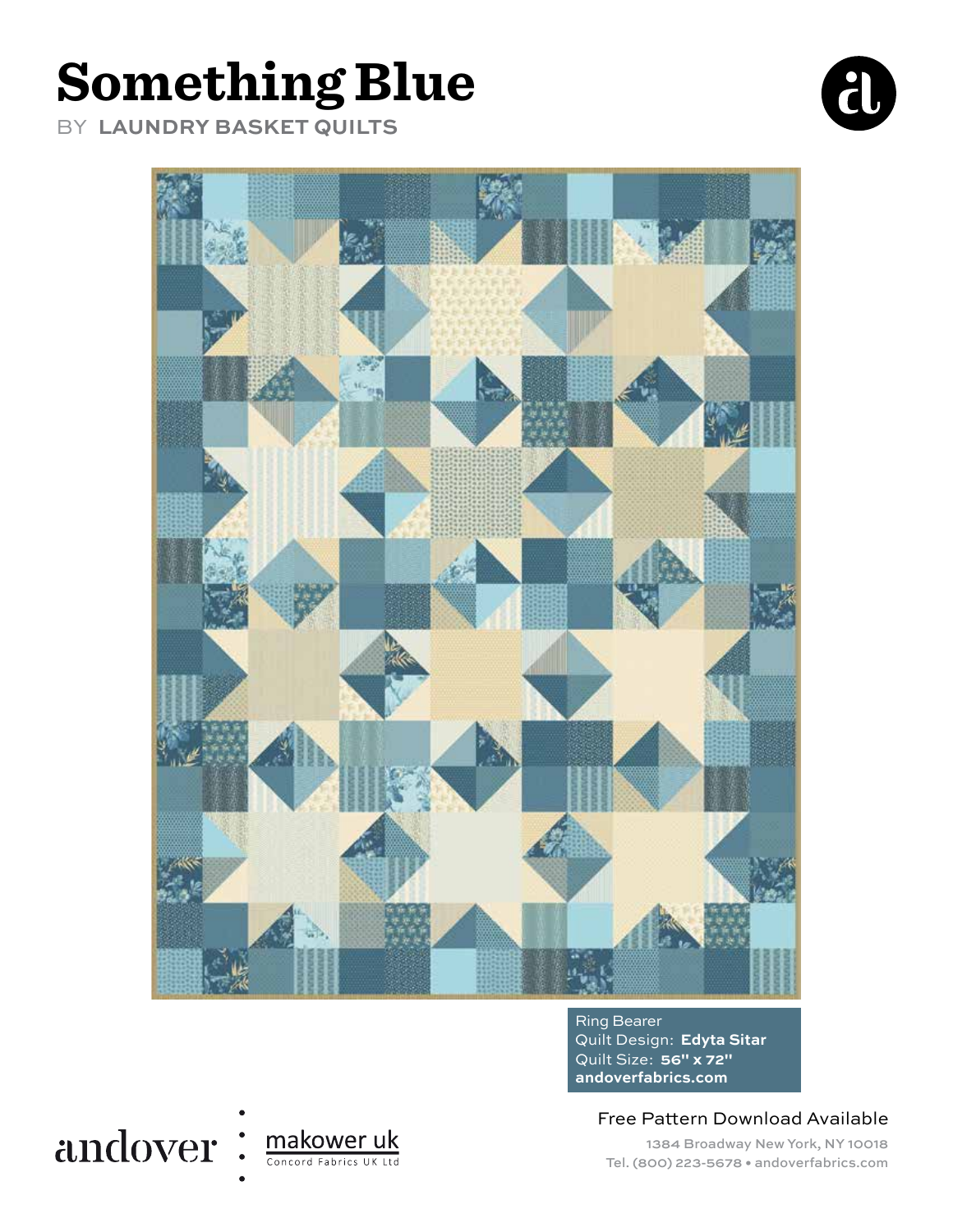# Something Blue

BY **LAUNDRY BASKET QUILTS**

Ring Bearer
Quilt Design: **Edyta Sitar**
Quilt Size: **56" x 72"**
**andoverfabrics.com**

andover • makower uk
Concord Fabrics UK Ltd

Free Pattern Download Available

1384 Broadway New York, NY 10018
Tel. (800) 223-5678 • andoverfabrics.com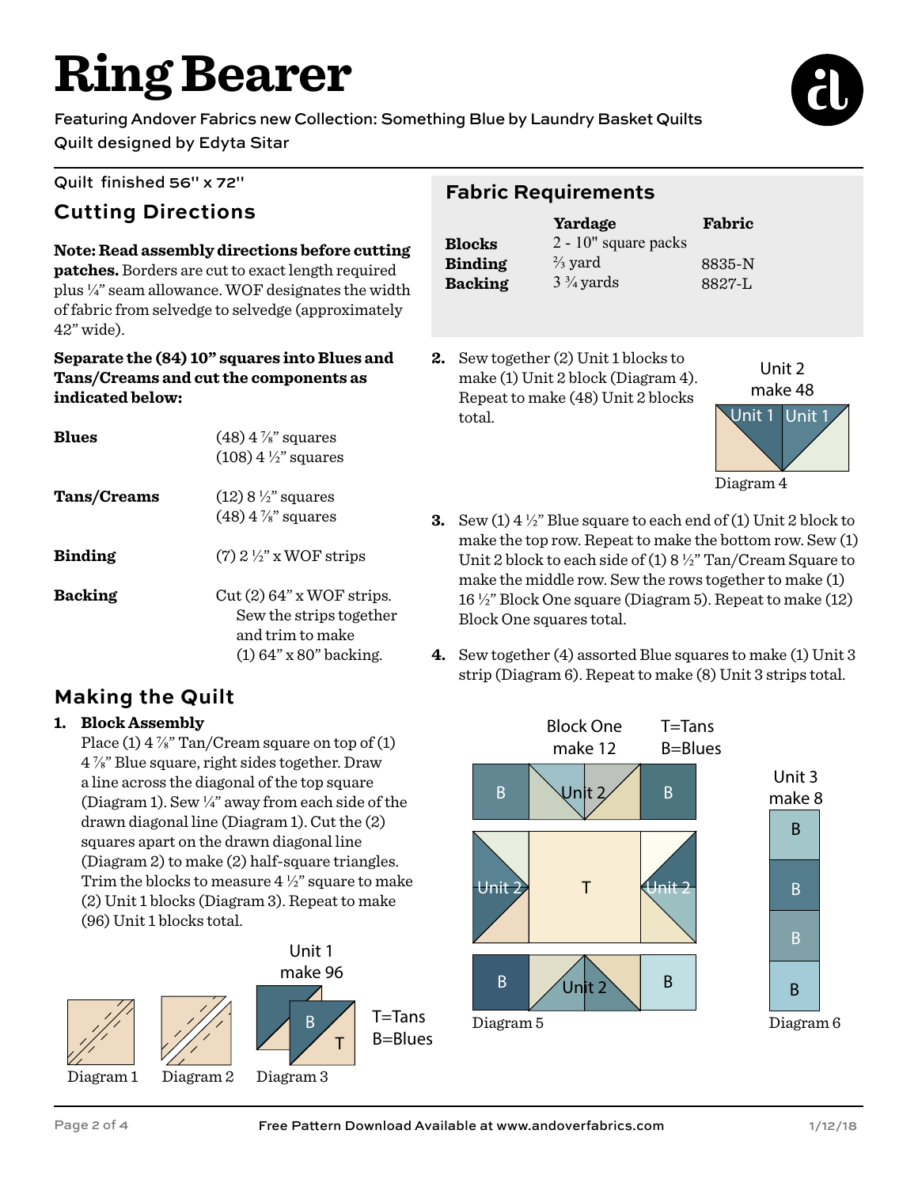# Ring Bearer

Featuring Andover Fabrics new Collection: Something Blue by Laundry Basket Quilts

Quilt designed by Edyta Sitar

Quilt finished 56" x 72"

## Cutting Directions

**Note: Read assembly directions before cutting patches.** Borders are cut to exact length required plus ¼" seam allowance. WOF designates the width of fabric from selvedge to selvedge (approximately 42" wide).

**Separate the (84) 10" squares into Blues and Tans/Creams and cut the components as indicated below:**

| | |
|---|---|
| **Blues** | (48) 4 ⅞" squares<br>(108) 4 ½" squares |
| **Tans/Creams** | (12) 8 ½" squares<br>(48) 4 ⅞" squares |
| **Binding** | (7) 2 ½" x WOF strips |
| **Backing** | Cut (2) 64" x WOF strips. Sew the strips together and trim to make (1) 64" x 80" backing. |

## Fabric Requirements

| | Yardage | Fabric |
|---|---|---|
| **Blocks** | 2 - 10" square packs | |
| **Binding** | ⅔ yard | 8835-N |
| **Backing** | 3 ¾ yards | 8827-L |

## Making the Quilt

1. **Block Assembly**
   Place (1) 4 ⅞" Tan/Cream square on top of (1) 4 ⅞" Blue square, right sides together. Draw a line across the diagonal of the top square (Diagram 1). Sew ¼" away from each side of the drawn diagonal line (Diagram 1). Cut the (2) squares apart on the drawn diagonal line (Diagram 2) to make (2) half-square triangles. Trim the blocks to measure 4 ½" square to make (2) Unit 1 blocks (Diagram 3). Repeat to make (96) Unit 1 blocks total.

Unit 1 make 96

T=Tans B=Blues

Diagram 1 Diagram 2 Diagram 3

2. Sew together (2) Unit 1 blocks to make (1) Unit 2 block (Diagram 4). Repeat to make (48) Unit 2 blocks total.

Unit 2 make 48

Diagram 4

3. Sew (1) 4 ½" Blue square to each end of (1) Unit 2 block to make the top row. Repeat to make the bottom row. Sew (1) Unit 2 block to each side of (1) 8 ½" Tan/Cream Square to make the middle row. Sew the rows together to make (1) 16 ½" Block One square (Diagram 5). Repeat to make (12) Block One squares total.

4. Sew together (4) assorted Blue squares to make (1) Unit 3 strip (Diagram 6). Repeat to make (8) Unit 3 strips total.

Block One make 12

T=Tans B=Blues

Diagram 5

Unit 3 make 8

Diagram 6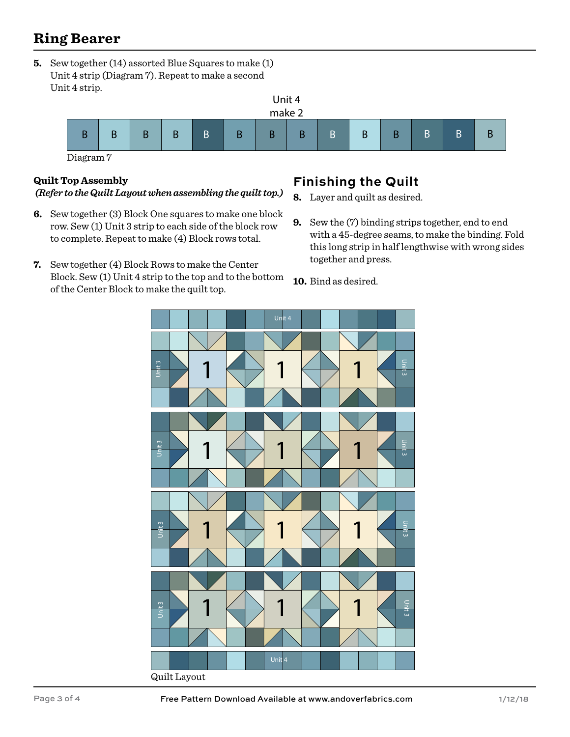## Ring Bearer

5. Sew together (14) assorted Blue Squares to make (1) Unit 4 strip (Diagram 7). Repeat to make a second Unit 4 strip.

Unit 4
make 2

| B | B | B | B | B | B | B | B | B | B | B | B | B | B |
|---|---|---|---|---|---|---|---|---|---|---|---|---|---|

Diagram 7

**Quilt Top Assembly**
***(Refer to the Quilt Layout when assembling the quilt top.)***

6. Sew together (3) Block One squares to make one block row. Sew (1) Unit 3 strip to each side of the block row to complete. Repeat to make (4) Block rows total.

7. Sew together (4) Block Rows to make the Center Block. Sew (1) Unit 4 strip to the top and to the bottom of the Center Block to make the quilt top.

## Finishing the Quilt

8. Layer and quilt as desired.

9. Sew the (7) binding strips together, end to end with a 45-degree seams, to make the binding. Fold this long strip in half lengthwise with wrong sides together and press.

10. Bind as desired.

Quilt Layout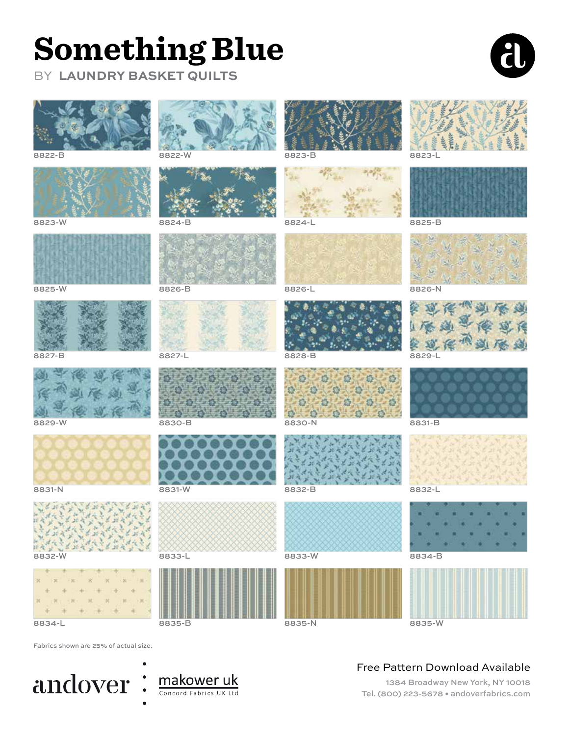# Something Blue

BY **LAUNDRY BASKET QUILTS**

8822-B

8822-W

8823-B

8823-L

8823-W

8824-B

8824-L

8825-B

8825-W

8826-B

8826-L

8826-N

8827-B

8827-L

8828-B

8829-L

8829-W

8830-B

8830-N

8831-B

8831-N

8831-W

8832-B

8832-L

8832-W

8833-L

8833-W

8834-B

8834-L

8835-B

8835-N

8835-W

Fabrics shown are 25% of actual size.

andover

makower uk
Concord Fabrics UK Ltd

Free Pattern Download Available

1384 Broadway New York, NY 10018
Tel. (800) 223-5678 • andoverfabrics.com